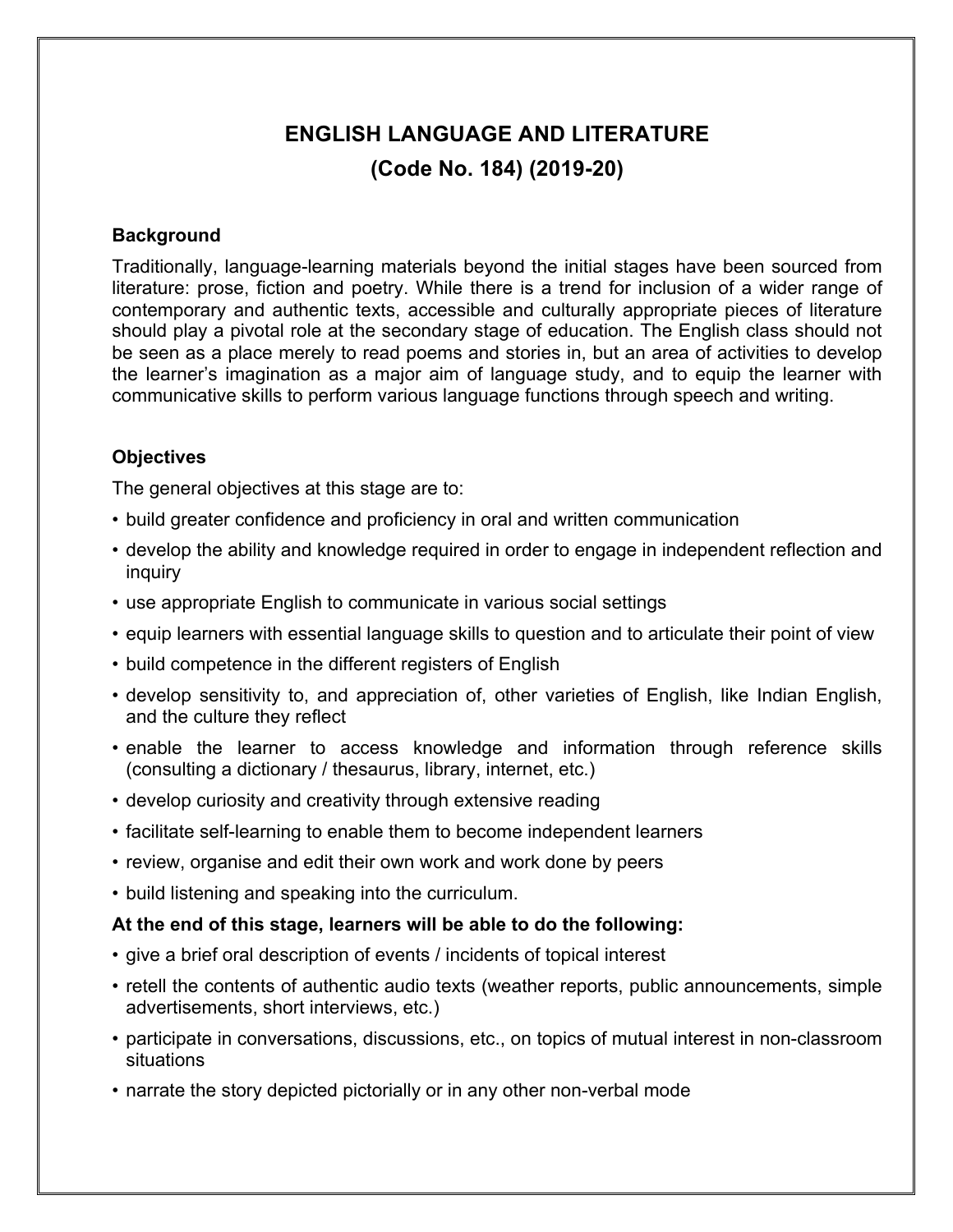# ENGLISH LANGUAGE AND LITERATURE

## (Code No. 184) (2019-20)

### Background

Traditionally, language-learning materials beyond the initial stages have been sourced from literature: prose, fiction and poetry. While there is a trend for inclusion of a wider range of contemporary and authentic texts, accessible and culturally appropriate pieces of literature should play a pivotal role at the secondary stage of education. The English class should not be seen as a place merely to read poems and stories in, but an area of activities to develop the learner's imagination as a major aim of language study, and to equip the learner with communicative skills to perform various language functions through speech and writing.

### Objectives

The general objectives at this stage are to:

- build greater confidence and proficiency in oral and written communication
- develop the ability and knowledge required in order to engage in independent reflection and inquiry
- use appropriate English to communicate in various social settings
- equip learners with essential language skills to question and to articulate their point of view
- build competence in the different registers of English
- develop sensitivity to, and appreciation of, other varieties of English, like Indian English, and the culture they reflect
- enable the learner to access knowledge and information through reference skills (consulting a dictionary / thesaurus, library, internet, etc.)
- develop curiosity and creativity through extensive reading
- facilitate self-learning to enable them to become independent learners
- review, organise and edit their own work and work done by peers
- build listening and speaking into the curriculum.

**At the end of this stage, learners will be able to do the following:**

- give a brief oral description of events / incidents of topical interest
- retell the contents of authentic audio texts (weather reports, public announcements, simple advertisements, short interviews, etc.)
- participate in conversations, discussions, etc., on topics of mutual interest in non-classroom situations
- narrate the story depicted pictorially or in any other non-verbal mode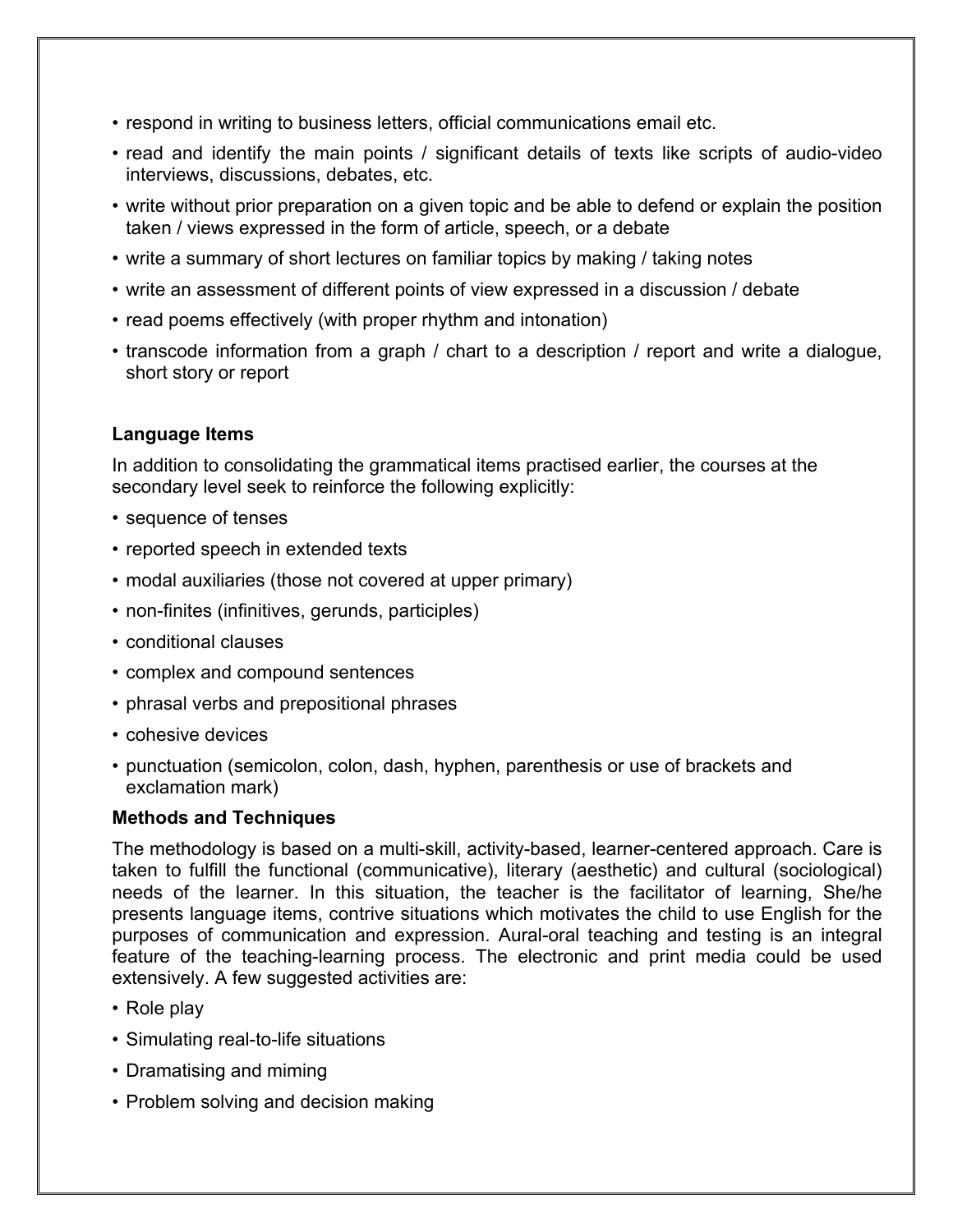- respond in writing to business letters, official communications email etc.
- read and identify the main points / significant details of texts like scripts of audio-video interviews, discussions, debates, etc.
- write without prior preparation on a given topic and be able to defend or explain the position taken / views expressed in the form of article, speech, or a debate
- write a summary of short lectures on familiar topics by making / taking notes
- write an assessment of different points of view expressed in a discussion / debate
- read poems effectively (with proper rhythm and intonation)
- transcode information from a graph / chart to a description / report and write a dialogue, short story or report

**Language Items**

In addition to consolidating the grammatical items practised earlier, the courses at the secondary level seek to reinforce the following explicitly:

- sequence of tenses
- reported speech in extended texts
- modal auxiliaries (those not covered at upper primary)
- non-finites (infinitives, gerunds, participles)
- conditional clauses
- complex and compound sentences
- phrasal verbs and prepositional phrases
- cohesive devices
- punctuation (semicolon, colon, dash, hyphen, parenthesis or use of brackets and exclamation mark)

**Methods and Techniques**

The methodology is based on a multi-skill, activity-based, learner-centered approach. Care is taken to fulfill the functional (communicative), literary (aesthetic) and cultural (sociological) needs of the learner. In this situation, the teacher is the facilitator of learning, She/he presents language items, contrive situations which motivates the child to use English for the purposes of communication and expression. Aural-oral teaching and testing is an integral feature of the teaching-learning process. The electronic and print media could be used extensively. A few suggested activities are:

- Role play
- Simulating real-to-life situations
- Dramatising and miming
- Problem solving and decision making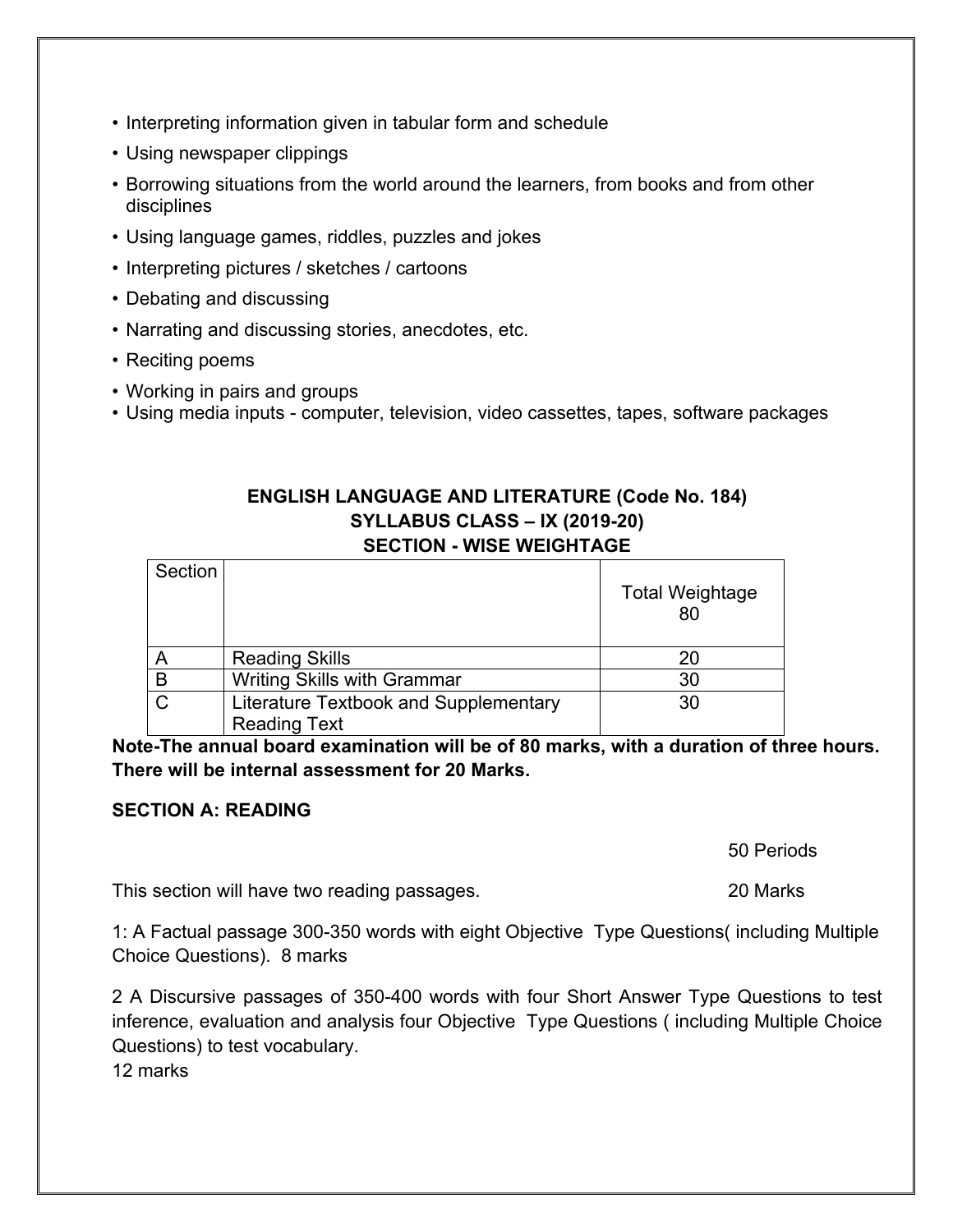- Interpreting information given in tabular form and schedule
- Using newspaper clippings
- Borrowing situations from the world around the learners, from books and from other disciplines
- Using language games, riddles, puzzles and jokes
- Interpreting pictures / sketches / cartoons
- Debating and discussing
- Narrating and discussing stories, anecdotes, etc.
- Reciting poems
- Working in pairs and groups
- Using media inputs - computer, television, video cassettes, tapes, software packages

**ENGLISH LANGUAGE AND LITERATURE (Code No. 184)**
**SYLLABUS CLASS – IX (2019-20)**
**SECTION - WISE WEIGHTAGE**

| Section | | Total Weightage 80 |
|---|---|---|
| A | Reading Skills | 20 |
| B | Writing Skills with Grammar | 30 |
| C | Literature Textbook and Supplementary Reading Text | 30 |

**Note-The annual board examination will be of 80 marks, with a duration of three hours. There will be internal assessment for 20 Marks.**

**SECTION A: READING**

50 Periods

This section will have two reading passages. 20 Marks

1: A Factual passage 300-350 words with eight Objective Type Questions( including Multiple Choice Questions). 8 marks

2 A Discursive passages of 350-400 words with four Short Answer Type Questions to test inference, evaluation and analysis four Objective Type Questions ( including Multiple Choice Questions) to test vocabulary.
12 marks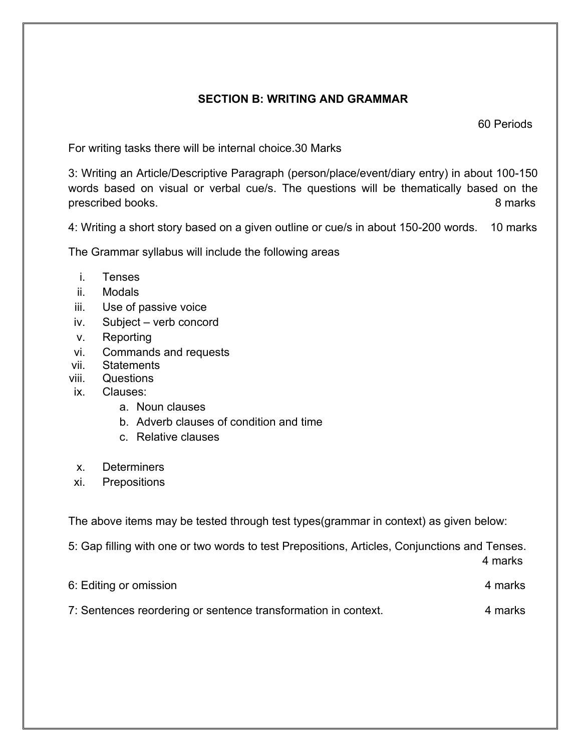## SECTION B: WRITING AND GRAMMAR

60 Periods

For writing tasks there will be internal choice.30 Marks

3: Writing an Article/Descriptive Paragraph (person/place/event/diary entry) in about 100-150 words based on visual or verbal cue/s. The questions will be thematically based on the prescribed books. 8 marks

4: Writing a short story based on a given outline or cue/s in about 150-200 words. 10 marks

The Grammar syllabus will include the following areas

i. Tenses
ii. Modals
iii. Use of passive voice
iv. Subject – verb concord
v. Reporting
vi. Commands and requests
vii. Statements
viii. Questions
ix. Clauses:
   a. Noun clauses
   b. Adverb clauses of condition and time
   c. Relative clauses
x. Determiners
xi. Prepositions

The above items may be tested through test types(grammar in context) as given below:

5: Gap filling with one or two words to test Prepositions, Articles, Conjunctions and Tenses. 4 marks

6: Editing or omission 4 marks

7: Sentences reordering or sentence transformation in context. 4 marks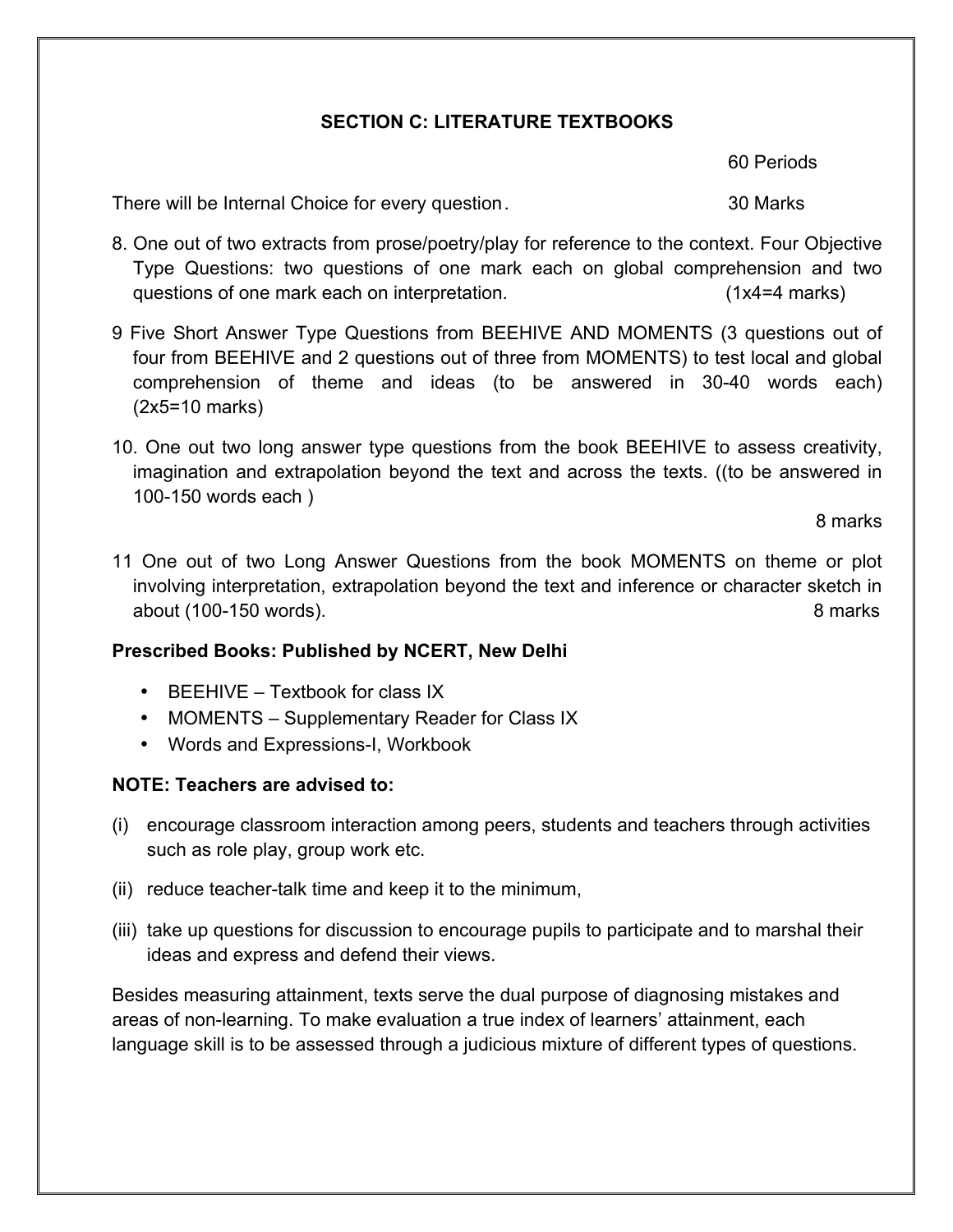### SECTION C: LITERATURE TEXTBOOKS

60 Periods

There will be Internal Choice for every question. 30 Marks

8. One out of two extracts from prose/poetry/play for reference to the context. Four Objective Type Questions: two questions of one mark each on global comprehension and two questions of one mark each on interpretation. (1x4=4 marks)

9 Five Short Answer Type Questions from BEEHIVE AND MOMENTS (3 questions out of four from BEEHIVE and 2 questions out of three from MOMENTS) to test local and global comprehension of theme and ideas (to be answered in 30-40 words each) (2x5=10 marks)

10. One out two long answer type questions from the book BEEHIVE to assess creativity, imagination and extrapolation beyond the text and across the texts. ((to be answered in 100-150 words each )

8 marks

11 One out of two Long Answer Questions from the book MOMENTS on theme or plot involving interpretation, extrapolation beyond the text and inference or character sketch in about (100-150 words). 8 marks

**Prescribed Books: Published by NCERT, New Delhi**

- BEEHIVE – Textbook for class IX
- MOMENTS – Supplementary Reader for Class IX
- Words and Expressions-I, Workbook

**NOTE: Teachers are advised to:**

(i) encourage classroom interaction among peers, students and teachers through activities such as role play, group work etc.

(ii) reduce teacher-talk time and keep it to the minimum,

(iii) take up questions for discussion to encourage pupils to participate and to marshal their ideas and express and defend their views.

Besides measuring attainment, texts serve the dual purpose of diagnosing mistakes and areas of non-learning. To make evaluation a true index of learners' attainment, each language skill is to be assessed through a judicious mixture of different types of questions.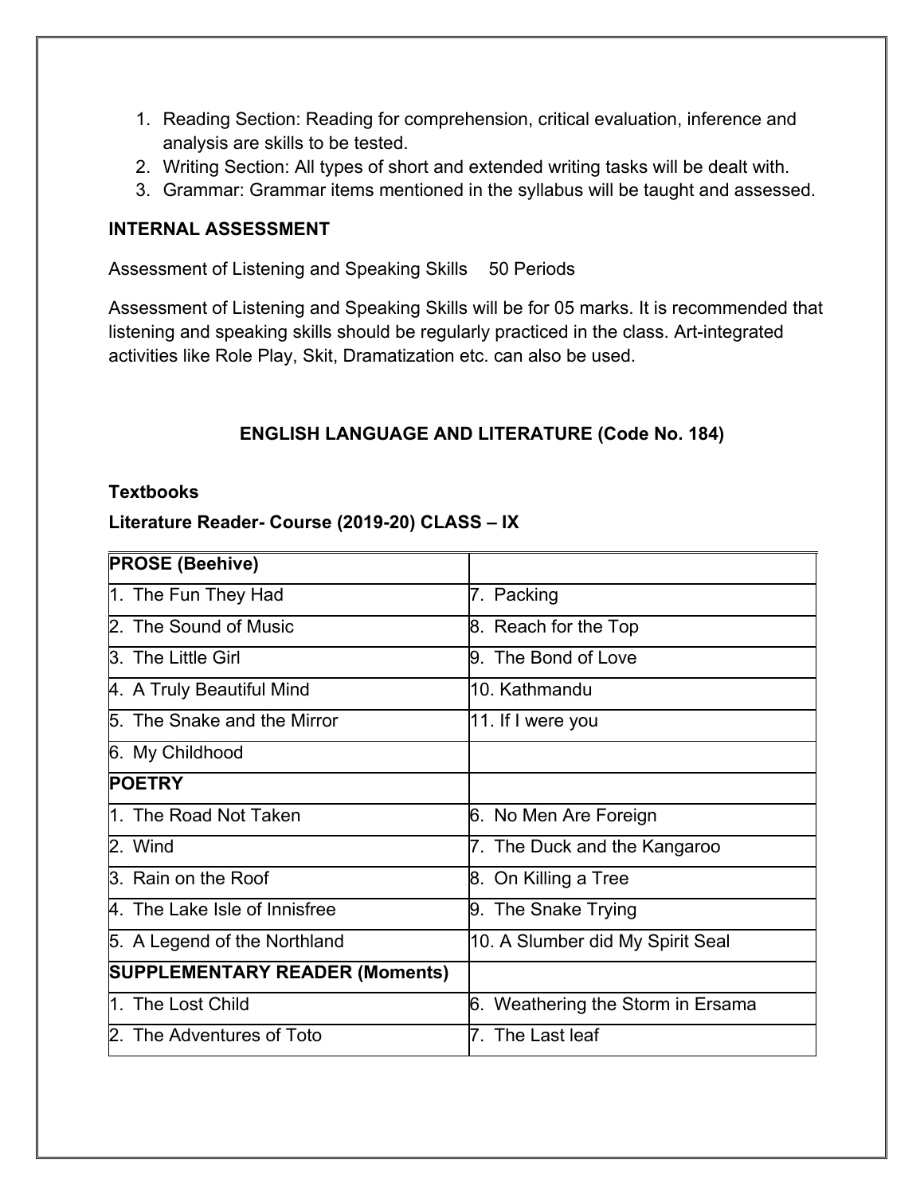1. Reading Section: Reading for comprehension, critical evaluation, inference and analysis are skills to be tested.
2. Writing Section: All types of short and extended writing tasks will be dealt with.
3. Grammar: Grammar items mentioned in the syllabus will be taught and assessed.

**INTERNAL ASSESSMENT**

Assessment of Listening and Speaking Skills 50 Periods

Assessment of Listening and Speaking Skills will be for 05 marks. It is recommended that listening and speaking skills should be regularly practiced in the class. Art-integrated activities like Role Play, Skit, Dramatization etc. can also be used.

**ENGLISH LANGUAGE AND LITERATURE (Code No. 184)**

**Textbooks**

**Literature Reader- Course (2019-20) CLASS – IX**

| **PROSE (Beehive)** | |
|---|---|
| 1. The Fun They Had | 7. Packing |
| 2. The Sound of Music | 8. Reach for the Top |
| 3. The Little Girl | 9. The Bond of Love |
| 4. A Truly Beautiful Mind | 10. Kathmandu |
| 5. The Snake and the Mirror | 11. If I were you |
| 6. My Childhood | |
| **POETRY** | |
| 1. The Road Not Taken | 6. No Men Are Foreign |
| 2. Wind | 7. The Duck and the Kangaroo |
| 3. Rain on the Roof | 8. On Killing a Tree |
| 4. The Lake Isle of Innisfree | 9. The Snake Trying |
| 5. A Legend of the Northland | 10. A Slumber did My Spirit Seal |
| **SUPPLEMENTARY READER (Moments)** | |
| 1. The Lost Child | 6. Weathering the Storm in Ersama |
| 2. The Adventures of Toto | 7. The Last leaf |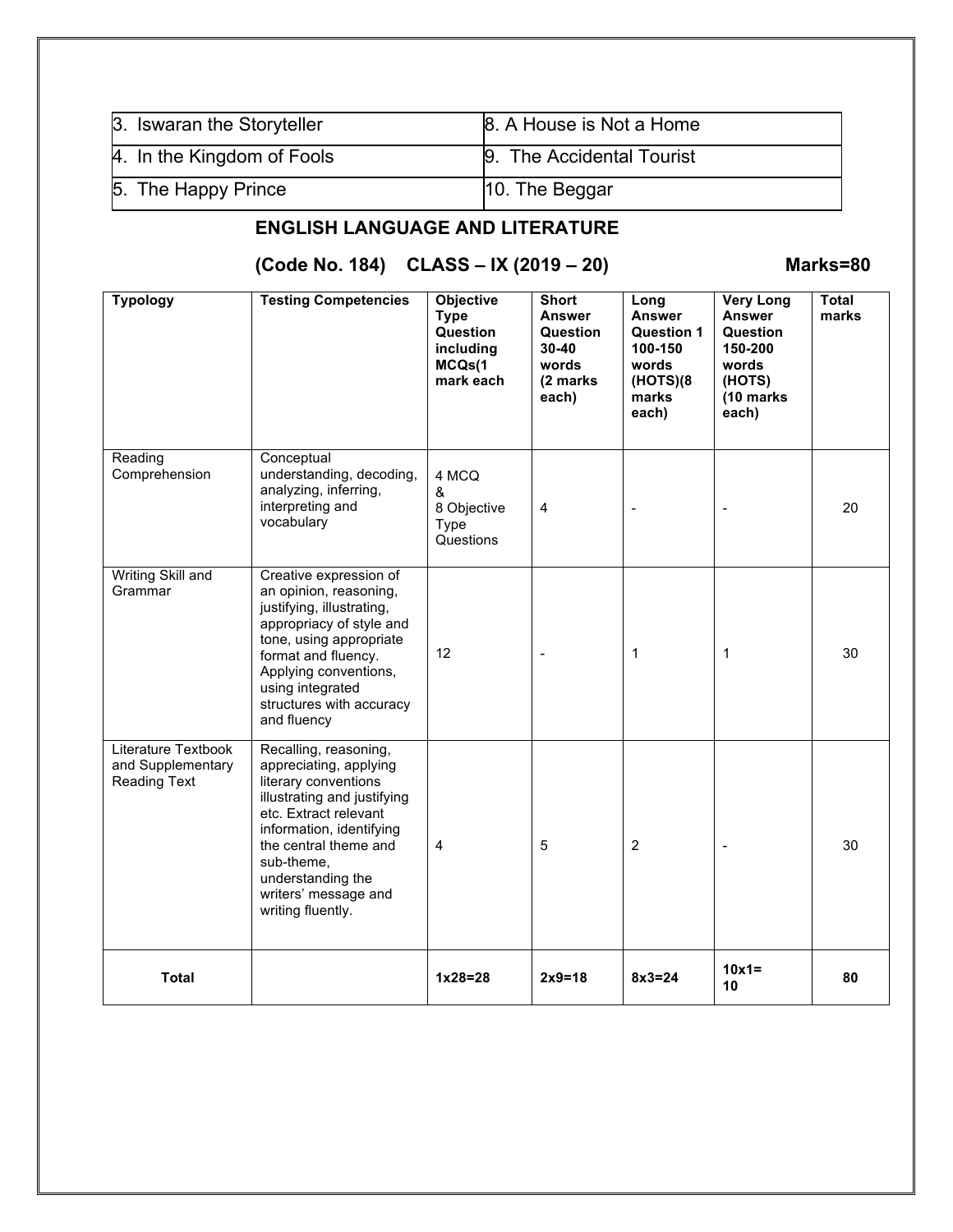| 3. Iswaran the Storyteller | 8. A House is Not a Home |
|---|---|
| 4. In the Kingdom of Fools | 9. The Accidental Tourist |
| 5. The Happy Prince | 10. The Beggar |

## ENGLISH LANGUAGE AND LITERATURE

**(Code No. 184) CLASS – IX (2019 – 20) Marks=80**

| Typology | Testing Competencies | Objective Type Question including MCQs(1 mark each | Short Answer Question 30-40 words (2 marks each) | Long Answer Question 1 100-150 words (HOTS)(8 marks each) | Very Long Answer Question 150-200 words (HOTS) (10 marks each) | Total marks |
|---|---|---|---|---|---|---|
| Reading Comprehension | Conceptual understanding, decoding, analyzing, inferring, interpreting and vocabulary | 4 MCQ & 8 Objective Type Questions | 4 | - | - | 20 |
| Writing Skill and Grammar | Creative expression of an opinion, reasoning, justifying, illustrating, appropriacy of style and tone, using appropriate format and fluency. Applying conventions, using integrated structures with accuracy and fluency | 12 | - | 1 | 1 | 30 |
| Literature Textbook and Supplementary Reading Text | Recalling, reasoning, appreciating, applying literary conventions illustrating and justifying etc. Extract relevant information, identifying the central theme and sub-theme, understanding the writers' message and writing fluently. | 4 | 5 | 2 | - | 30 |
| **Total** | | **1x28=28** | **2x9=18** | **8x3=24** | **10x1= 10** | **80** |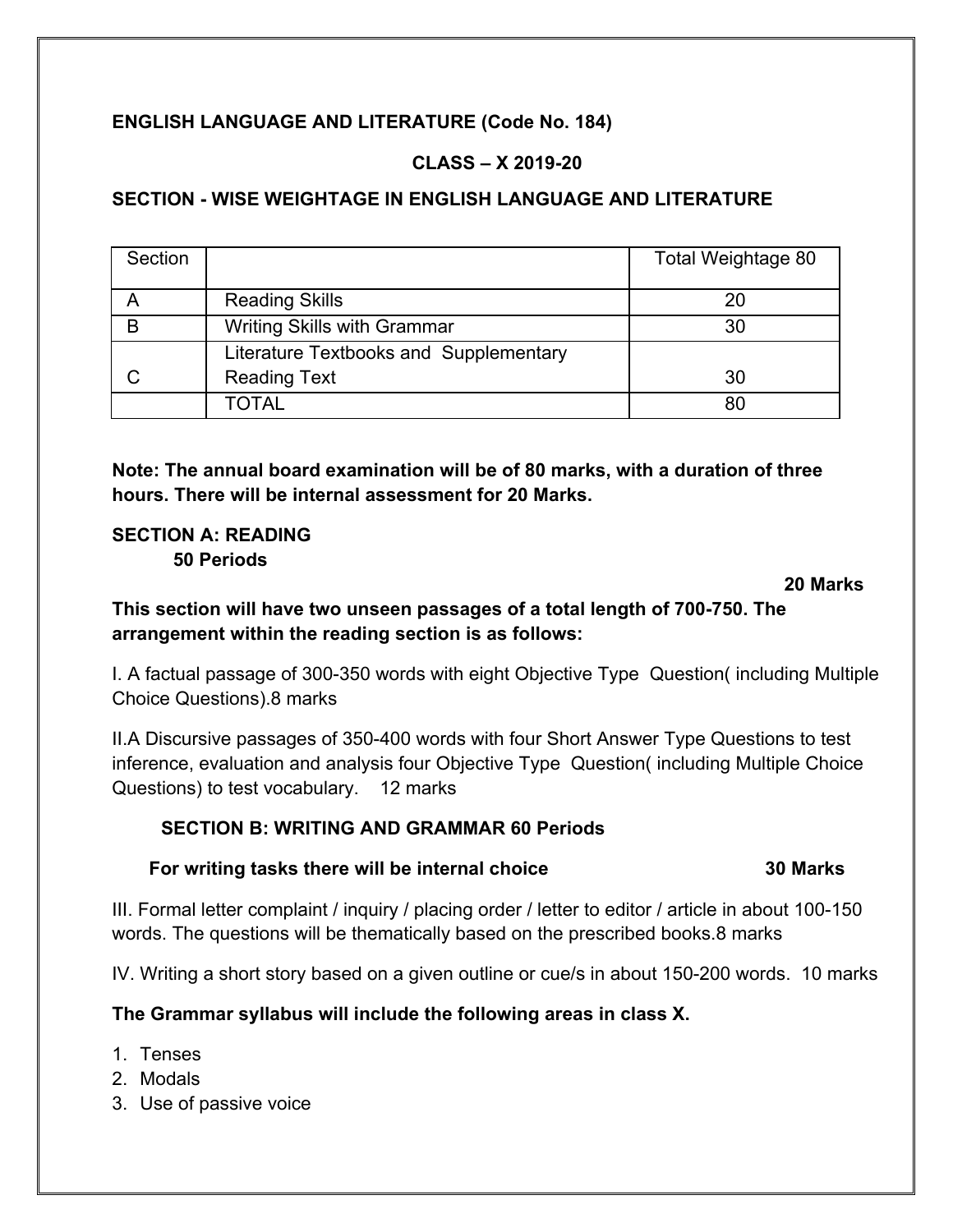**ENGLISH LANGUAGE AND LITERATURE (Code No. 184)**

**CLASS – X 2019-20**

**SECTION - WISE WEIGHTAGE IN ENGLISH LANGUAGE AND LITERATURE**

| Section | | Total Weightage 80 |
|---|---|---|
| A | Reading Skills | 20 |
| B | Writing Skills with Grammar | 30 |
| C | Literature Textbooks and Supplementary Reading Text | 30 |
| | TOTAL | 80 |

**Note: The annual board examination will be of 80 marks, with a duration of three hours. There will be internal assessment for 20 Marks.**

**SECTION A: READING**
**50 Periods**

**20 Marks**

**This section will have two unseen passages of a total length of 700-750. The arrangement within the reading section is as follows:**

I. A factual passage of 300-350 words with eight Objective Type Question( including Multiple Choice Questions).8 marks

II.A Discursive passages of 350-400 words with four Short Answer Type Questions to test inference, evaluation and analysis four Objective Type Question( including Multiple Choice Questions) to test vocabulary. 12 marks

**SECTION B: WRITING AND GRAMMAR 60 Periods**

**For writing tasks there will be internal choice 30 Marks**

III. Formal letter complaint / inquiry / placing order / letter to editor / article in about 100-150 words. The questions will be thematically based on the prescribed books.8 marks

IV. Writing a short story based on a given outline or cue/s in about 150-200 words. 10 marks

**The Grammar syllabus will include the following areas in class X.**

1. Tenses
2. Modals
3. Use of passive voice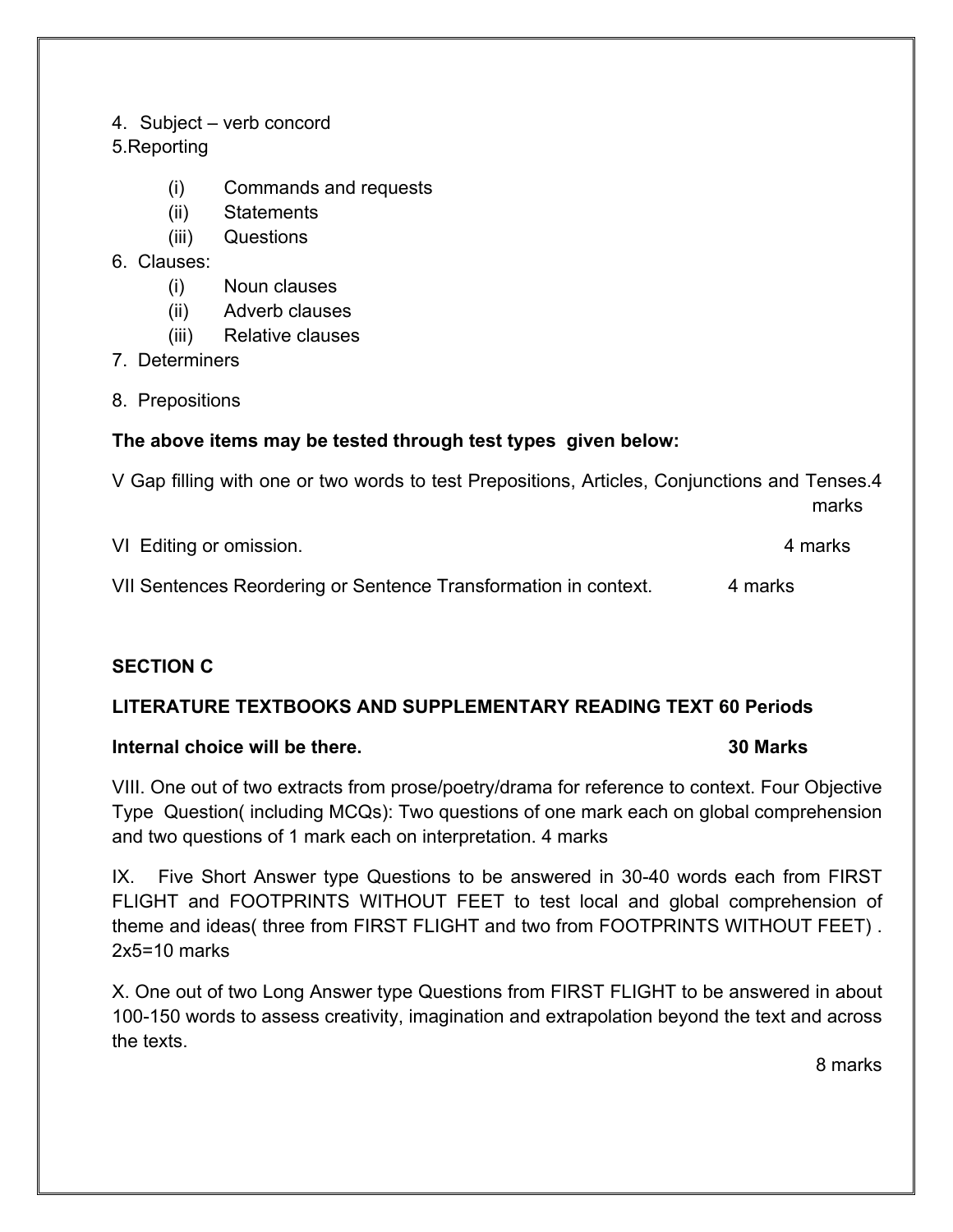4. Subject – verb concord

5.Reporting

   (i) Commands and requests
   (ii) Statements
   (iii) Questions

6. Clauses:

   (i) Noun clauses
   (ii) Adverb clauses
   (iii) Relative clauses

7. Determiners

8. Prepositions

**The above items may be tested through test types given below:**

V Gap filling with one or two words to test Prepositions, Articles, Conjunctions and Tenses. 4 marks

VI Editing or omission. 4 marks

VII Sentences Reordering or Sentence Transformation in context. 4 marks

**SECTION C**

**LITERATURE TEXTBOOKS AND SUPPLEMENTARY READING TEXT 60 Periods**

**Internal choice will be there. 30 Marks**

VIII. One out of two extracts from prose/poetry/drama for reference to context. Four Objective Type Question( including MCQs): Two questions of one mark each on global comprehension and two questions of 1 mark each on interpretation. 4 marks

IX. Five Short Answer type Questions to be answered in 30-40 words each from FIRST FLIGHT and FOOTPRINTS WITHOUT FEET to test local and global comprehension of theme and ideas( three from FIRST FLIGHT and two from FOOTPRINTS WITHOUT FEET) . 2x5=10 marks

X. One out of two Long Answer type Questions from FIRST FLIGHT to be answered in about 100-150 words to assess creativity, imagination and extrapolation beyond the text and across the texts.

8 marks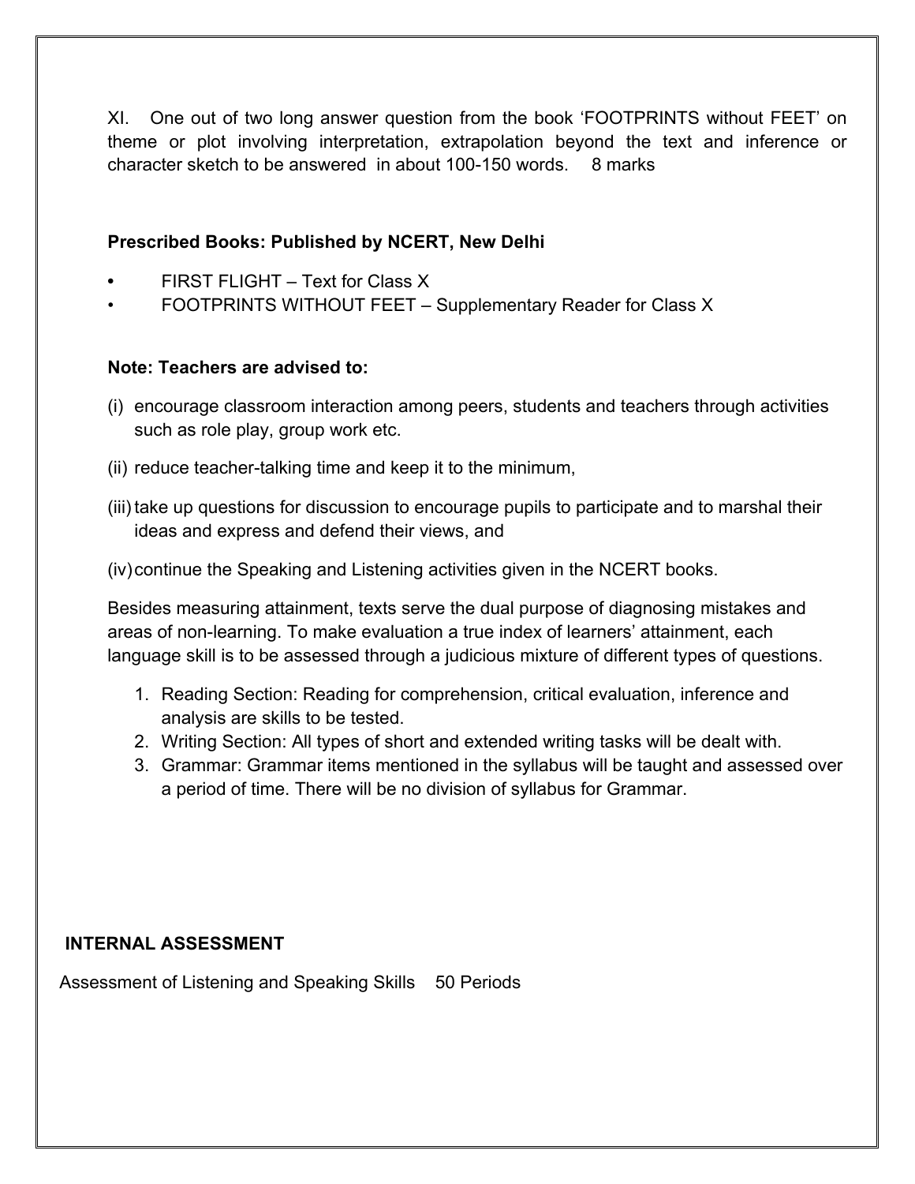XI. One out of two long answer question from the book 'FOOTPRINTS without FEET' on theme or plot involving interpretation, extrapolation beyond the text and inference or character sketch to be answered in about 100-150 words. 8 marks

**Prescribed Books: Published by NCERT, New Delhi**

- FIRST FLIGHT – Text for Class X
- FOOTPRINTS WITHOUT FEET – Supplementary Reader for Class X

**Note: Teachers are advised to:**

(i) encourage classroom interaction among peers, students and teachers through activities such as role play, group work etc.

(ii) reduce teacher-talking time and keep it to the minimum,

(iii) take up questions for discussion to encourage pupils to participate and to marshal their ideas and express and defend their views, and

(iv) continue the Speaking and Listening activities given in the NCERT books.

Besides measuring attainment, texts serve the dual purpose of diagnosing mistakes and areas of non-learning. To make evaluation a true index of learners' attainment, each language skill is to be assessed through a judicious mixture of different types of questions.

1. Reading Section: Reading for comprehension, critical evaluation, inference and analysis are skills to be tested.
2. Writing Section: All types of short and extended writing tasks will be dealt with.
3. Grammar: Grammar items mentioned in the syllabus will be taught and assessed over a period of time. There will be no division of syllabus for Grammar.

**INTERNAL ASSESSMENT**

Assessment of Listening and Speaking Skills 50 Periods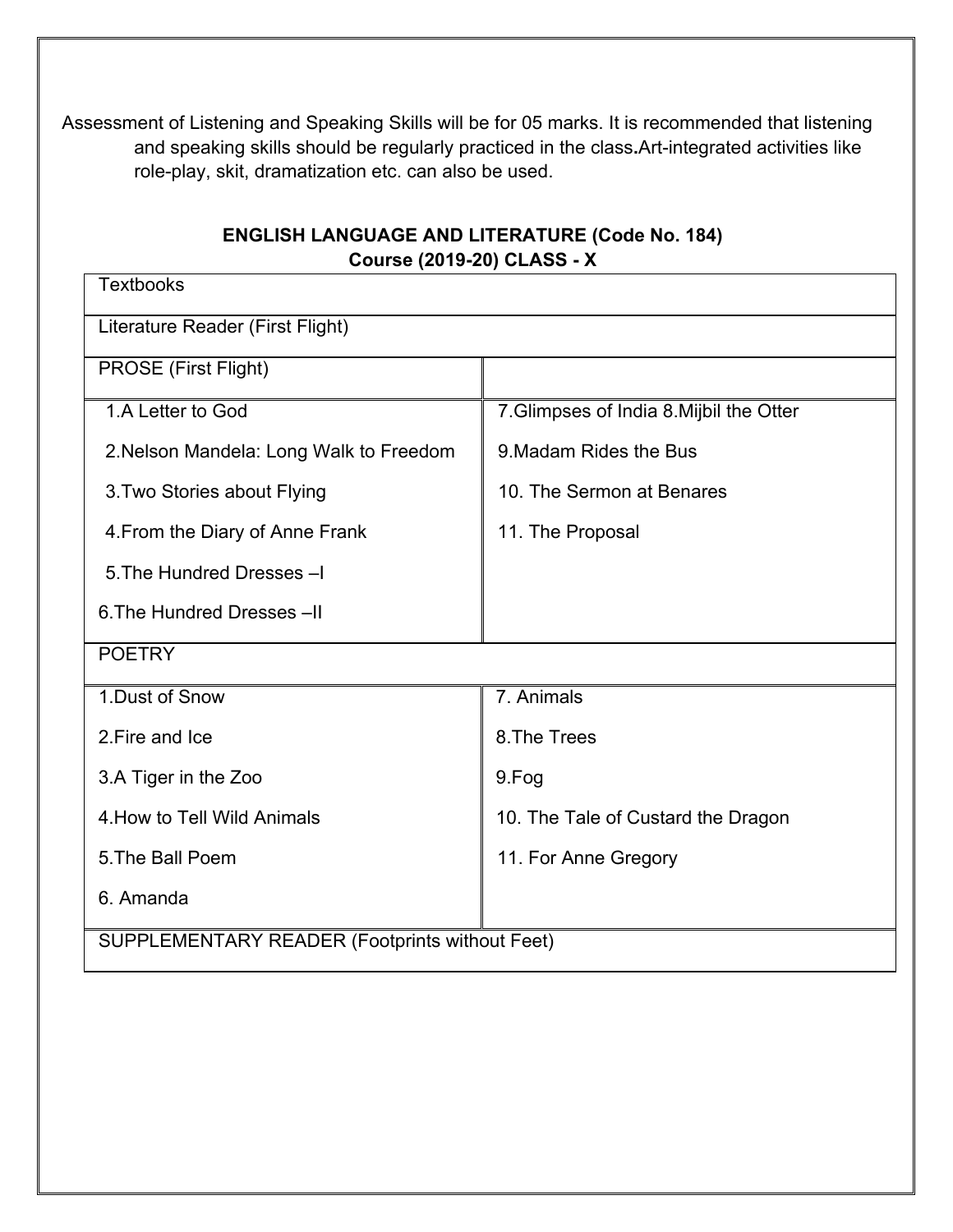Assessment of Listening and Speaking Skills will be for 05 marks. It is recommended that listening and speaking skills should be regularly practiced in the class**.**Art-integrated activities like role-play, skit, dramatization etc. can also be used.

**ENGLISH LANGUAGE AND LITERATURE (Code No. 184)**
**Course (2019-20) CLASS - X**

| Textbooks | |
|---|---|
| Literature Reader (First Flight) | |
| PROSE (First Flight) | |
| 1.A Letter to God<br>2.Nelson Mandela: Long Walk to Freedom<br>3.Two Stories about Flying<br>4.From the Diary of Anne Frank<br>5.The Hundred Dresses –I<br>6.The Hundred Dresses –II | 7.Glimpses of India 8.Mijbil the Otter<br>9.Madam Rides the Bus<br>10. The Sermon at Benares<br>11. The Proposal |
| POETRY | |
| 1.Dust of Snow<br>2.Fire and Ice<br>3.A Tiger in the Zoo<br>4.How to Tell Wild Animals<br>5.The Ball Poem<br>6. Amanda | 7. Animals<br>8.The Trees<br>9.Fog<br>10. The Tale of Custard the Dragon<br>11. For Anne Gregory |
| SUPPLEMENTARY READER (Footprints without Feet) | |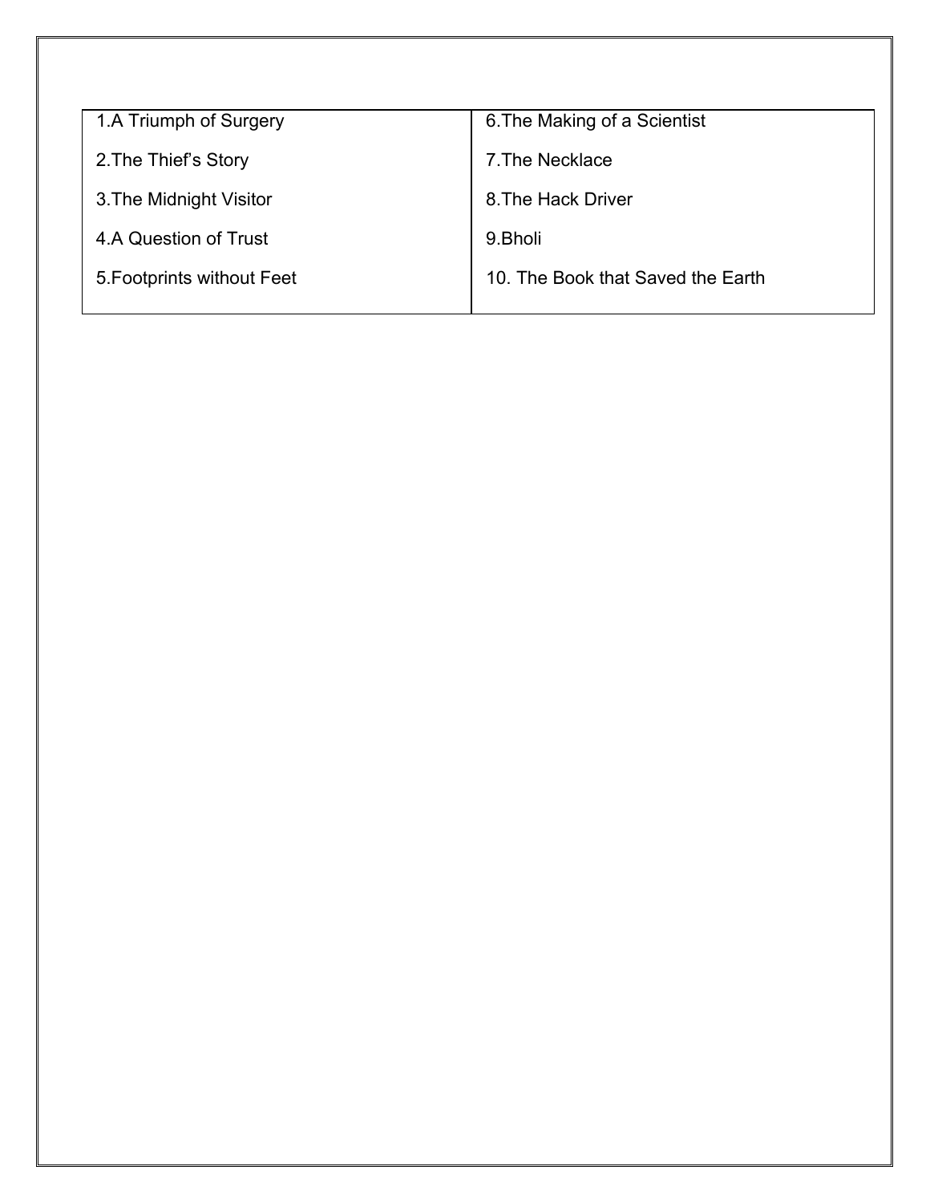| 1.A Triumph of Surgery | 6.The Making of a Scientist |
| --- | --- |
| 2.The Thief's Story | 7.The Necklace |
| 3.The Midnight Visitor | 8.The Hack Driver |
| 4.A Question of Trust | 9.Bholi |
| 5.Footprints without Feet | 10. The Book that Saved the Earth |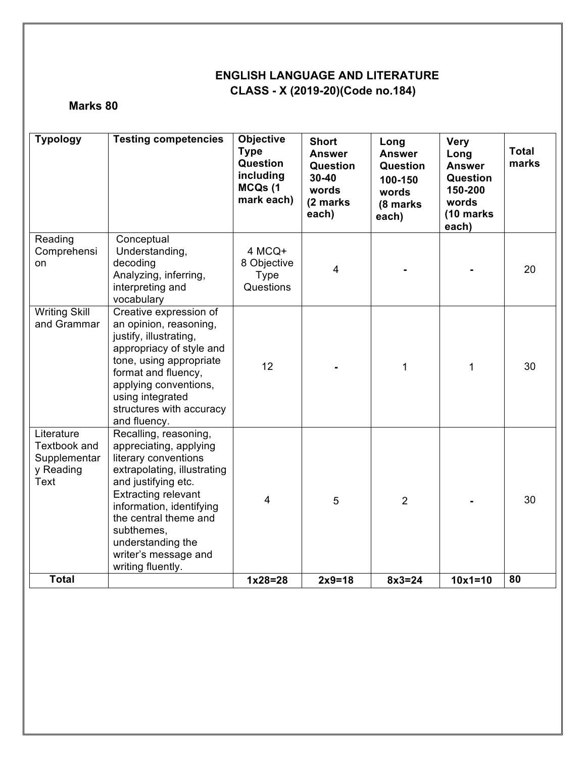## ENGLISH LANGUAGE AND LITERATURE
## CLASS - X (2019-20)(Code no.184)

**Marks 80**

| Typology | Testing competencies | Objective Type Question including MCQs (1 mark each) | Short Answer Question 30-40 words (2 marks each) | Long Answer Question 100-150 words (8 marks each) | Very Long Answer Question 150-200 words (10 marks each) | Total marks |
|---|---|---|---|---|---|---|
| Reading Comprehension | Conceptual Understanding, decoding Analyzing, inferring, interpreting and vocabulary | 4 MCQ+ 8 Objective Type Questions | 4 | - | - | 20 |
| Writing Skill and Grammar | Creative expression of an opinion, reasoning, justify, illustrating, appropriacy of style and tone, using appropriate format and fluency, applying conventions, using integrated structures with accuracy and fluency. | 12 | - | 1 | 1 | 30 |
| Literature Textbook and Supplementary Reading Text | Recalling, reasoning, appreciating, applying literary conventions extrapolating, illustrating and justifying etc. Extracting relevant information, identifying the central theme and subthemes, understanding the writer's message and writing fluently. | 4 | 5 | 2 | - | 30 |
| **Total** | | **1x28=28** | **2x9=18** | **8x3=24** | **10x1=10** | **80** |